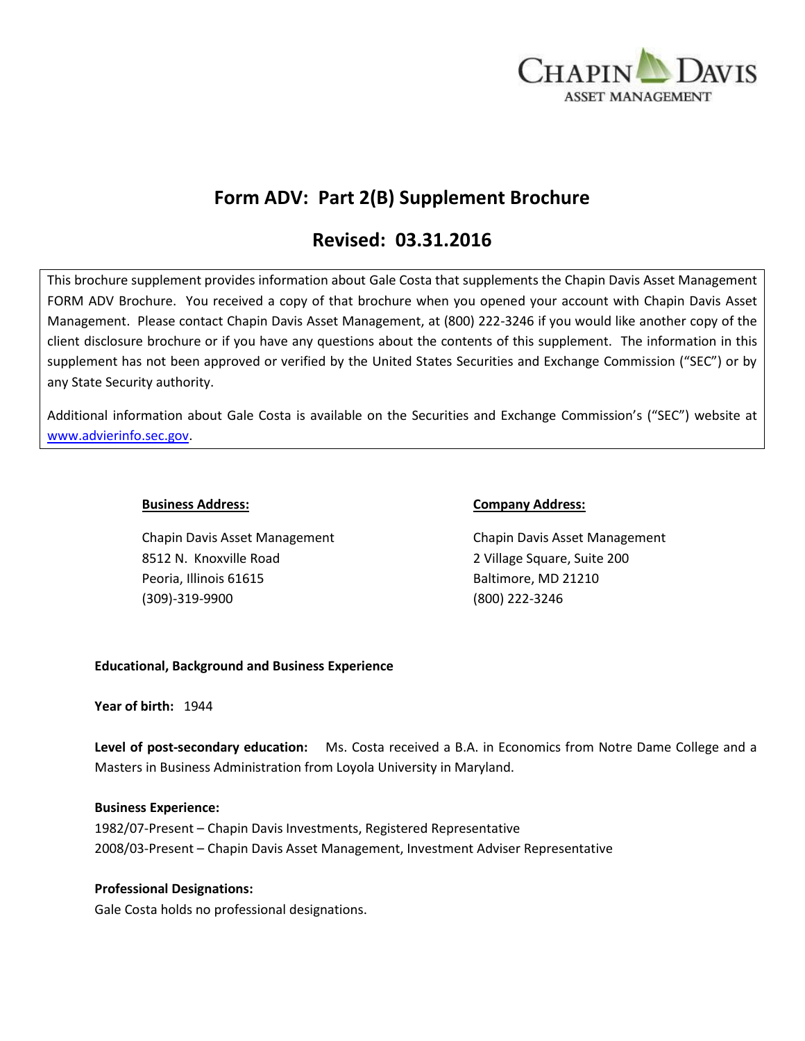CHAPIN DAVIS
ASSET MANAGEMENT

# Form ADV: Part 2(B) Supplement Brochure

## Revised: 03.31.2016

This brochure supplement provides information about Gale Costa that supplements the Chapin Davis Asset Management FORM ADV Brochure. You received a copy of that brochure when you opened your account with Chapin Davis Asset Management. Please contact Chapin Davis Asset Management, at (800) 222-3246 if you would like another copy of the client disclosure brochure or if you have any questions about the contents of this supplement. The information in this supplement has not been approved or verified by the United States Securities and Exchange Commission ("SEC") or by any State Security authority.

Additional information about Gale Costa is available on the Securities and Exchange Commission's ("SEC") website at www.advierinfo.sec.gov.

**Business Address:**

Chapin Davis Asset Management
8512 N. Knoxville Road
Peoria, Illinois 61615
(309)-319-9900

**Company Address:**

Chapin Davis Asset Management
2 Village Square, Suite 200
Baltimore, MD 21210
(800) 222-3246

**Educational, Background and Business Experience**

**Year of birth:** 1944

**Level of post-secondary education:** Ms. Costa received a B.A. in Economics from Notre Dame College and a Masters in Business Administration from Loyola University in Maryland.

**Business Experience:**
1982/07-Present – Chapin Davis Investments, Registered Representative
2008/03-Present – Chapin Davis Asset Management, Investment Adviser Representative

**Professional Designations:**
Gale Costa holds no professional designations.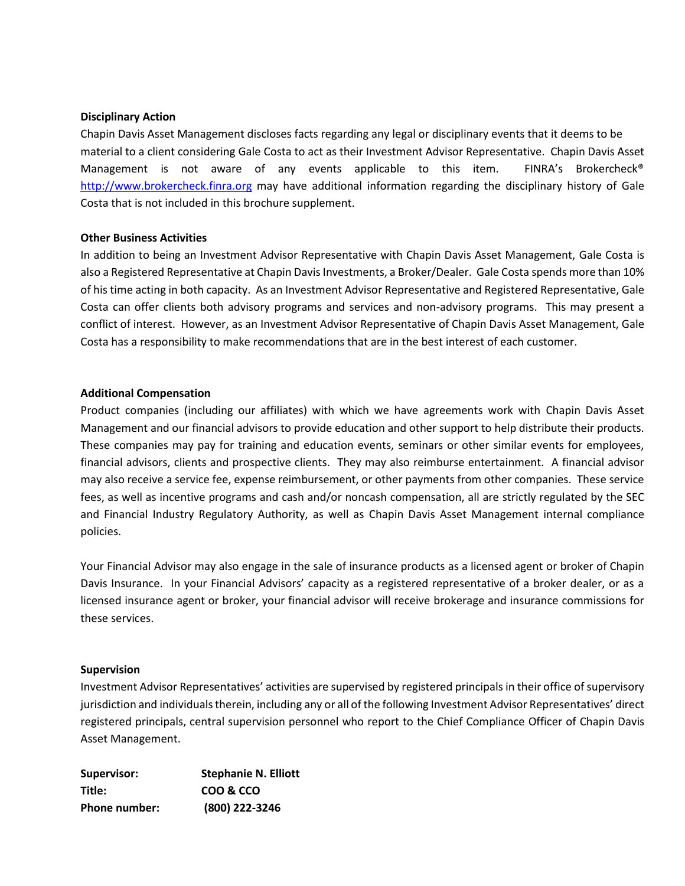### Disciplinary Action

Chapin Davis Asset Management discloses facts regarding any legal or disciplinary events that it deems to be material to a client considering Gale Costa to act as their Investment Advisor Representative. Chapin Davis Asset Management is not aware of any events applicable to this item. FINRA's Brokercheck® http://www.brokercheck.finra.org may have additional information regarding the disciplinary history of Gale Costa that is not included in this brochure supplement.

### Other Business Activities

In addition to being an Investment Advisor Representative with Chapin Davis Asset Management, Gale Costa is also a Registered Representative at Chapin Davis Investments, a Broker/Dealer. Gale Costa spends more than 10% of his time acting in both capacity. As an Investment Advisor Representative and Registered Representative, Gale Costa can offer clients both advisory programs and services and non-advisory programs. This may present a conflict of interest. However, as an Investment Advisor Representative of Chapin Davis Asset Management, Gale Costa has a responsibility to make recommendations that are in the best interest of each customer.

### Additional Compensation

Product companies (including our affiliates) with which we have agreements work with Chapin Davis Asset Management and our financial advisors to provide education and other support to help distribute their products. These companies may pay for training and education events, seminars or other similar events for employees, financial advisors, clients and prospective clients. They may also reimburse entertainment. A financial advisor may also receive a service fee, expense reimbursement, or other payments from other companies. These service fees, as well as incentive programs and cash and/or noncash compensation, all are strictly regulated by the SEC and Financial Industry Regulatory Authority, as well as Chapin Davis Asset Management internal compliance policies.

Your Financial Advisor may also engage in the sale of insurance products as a licensed agent or broker of Chapin Davis Insurance. In your Financial Advisors' capacity as a registered representative of a broker dealer, or as a licensed insurance agent or broker, your financial advisor will receive brokerage and insurance commissions for these services.

### Supervision

Investment Advisor Representatives' activities are supervised by registered principals in their office of supervisory jurisdiction and individuals therein, including any or all of the following Investment Advisor Representatives' direct registered principals, central supervision personnel who report to the Chief Compliance Officer of Chapin Davis Asset Management.

| | |
|---|---|
| **Supervisor:** | **Stephanie N. Elliott** |
| **Title:** | **COO & CCO** |
| **Phone number:** | **(800) 222-3246** |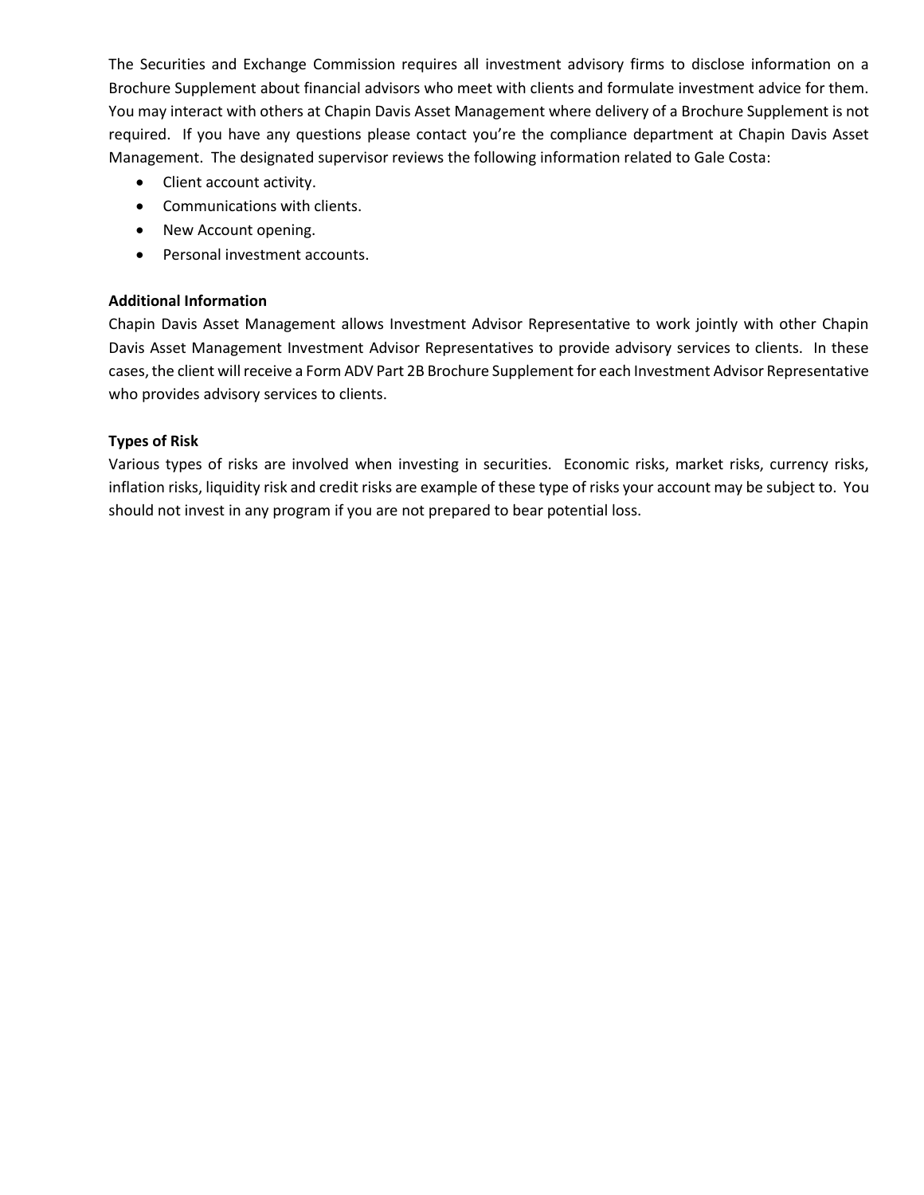The Securities and Exchange Commission requires all investment advisory firms to disclose information on a Brochure Supplement about financial advisors who meet with clients and formulate investment advice for them. You may interact with others at Chapin Davis Asset Management where delivery of a Brochure Supplement is not required. If you have any questions please contact you're the compliance department at Chapin Davis Asset Management. The designated supervisor reviews the following information related to Gale Costa:

- Client account activity.
- Communications with clients.
- New Account opening.
- Personal investment accounts.

**Additional Information**

Chapin Davis Asset Management allows Investment Advisor Representative to work jointly with other Chapin Davis Asset Management Investment Advisor Representatives to provide advisory services to clients. In these cases, the client will receive a Form ADV Part 2B Brochure Supplement for each Investment Advisor Representative who provides advisory services to clients.

**Types of Risk**

Various types of risks are involved when investing in securities. Economic risks, market risks, currency risks, inflation risks, liquidity risk and credit risks are example of these type of risks your account may be subject to. You should not invest in any program if you are not prepared to bear potential loss.